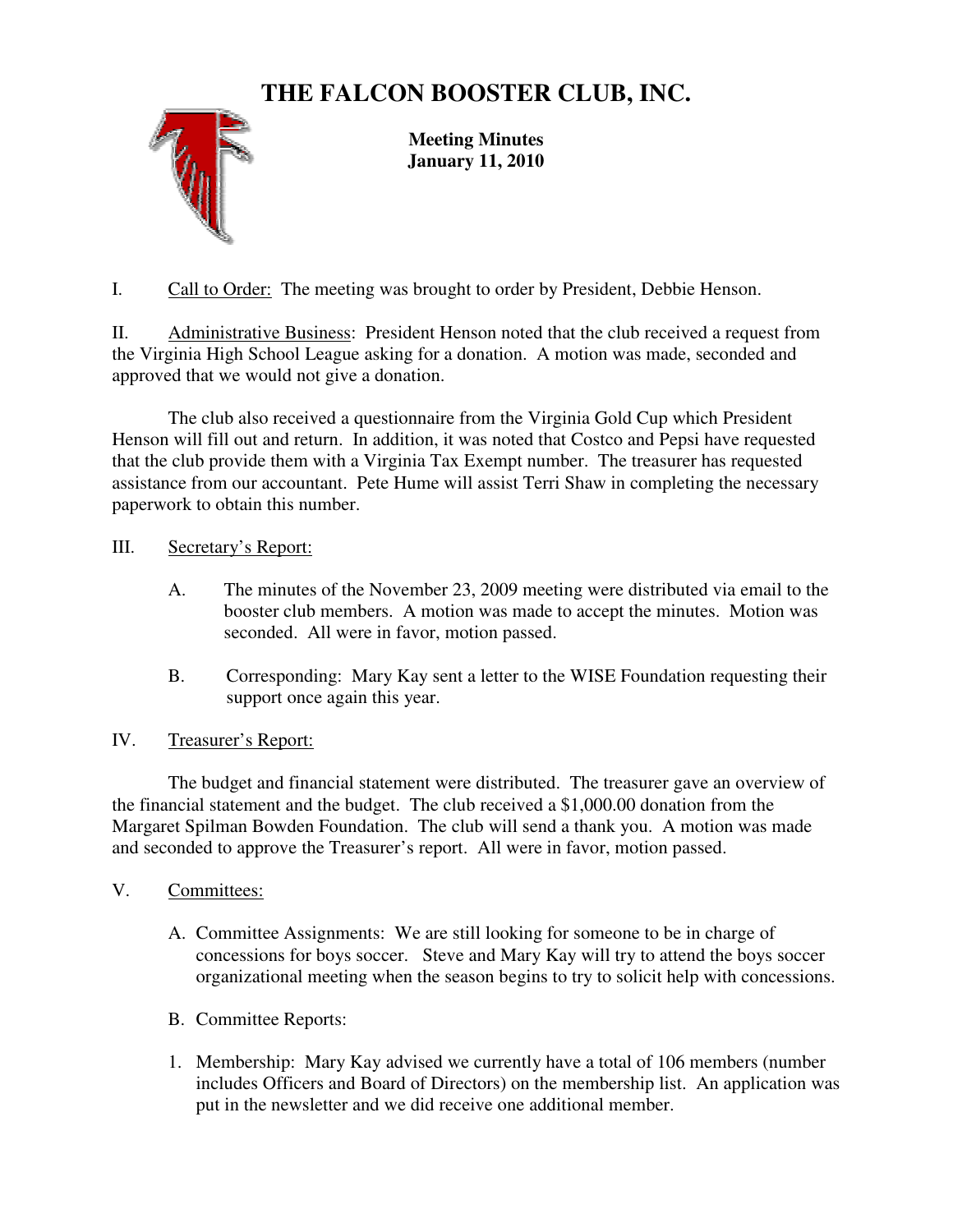# THE FALCON BOOSTER CLUB, INC.

**Meeting Minutes**
**January 11, 2010**

I. Call to Order: The meeting was brought to order by President, Debbie Henson.

II. Administrative Business: President Henson noted that the club received a request from the Virginia High School League asking for a donation. A motion was made, seconded and approved that we would not give a donation.

The club also received a questionnaire from the Virginia Gold Cup which President Henson will fill out and return. In addition, it was noted that Costco and Pepsi have requested that the club provide them with a Virginia Tax Exempt number. The treasurer has requested assistance from our accountant. Pete Hume will assist Terri Shaw in completing the necessary paperwork to obtain this number.

III. Secretary's Report:

A. The minutes of the November 23, 2009 meeting were distributed via email to the booster club members. A motion was made to accept the minutes. Motion was seconded. All were in favor, motion passed.

B. Corresponding: Mary Kay sent a letter to the WISE Foundation requesting their support once again this year.

IV. Treasurer's Report:

The budget and financial statement were distributed. The treasurer gave an overview of the financial statement and the budget. The club received a $1,000.00 donation from the Margaret Spilman Bowden Foundation. The club will send a thank you. A motion was made and seconded to approve the Treasurer's report. All were in favor, motion passed.

V. Committees:

A. Committee Assignments: We are still looking for someone to be in charge of concessions for boys soccer. Steve and Mary Kay will try to attend the boys soccer organizational meeting when the season begins to try to solicit help with concessions.

B. Committee Reports:

1. Membership: Mary Kay advised we currently have a total of 106 members (number includes Officers and Board of Directors) on the membership list. An application was put in the newsletter and we did receive one additional member.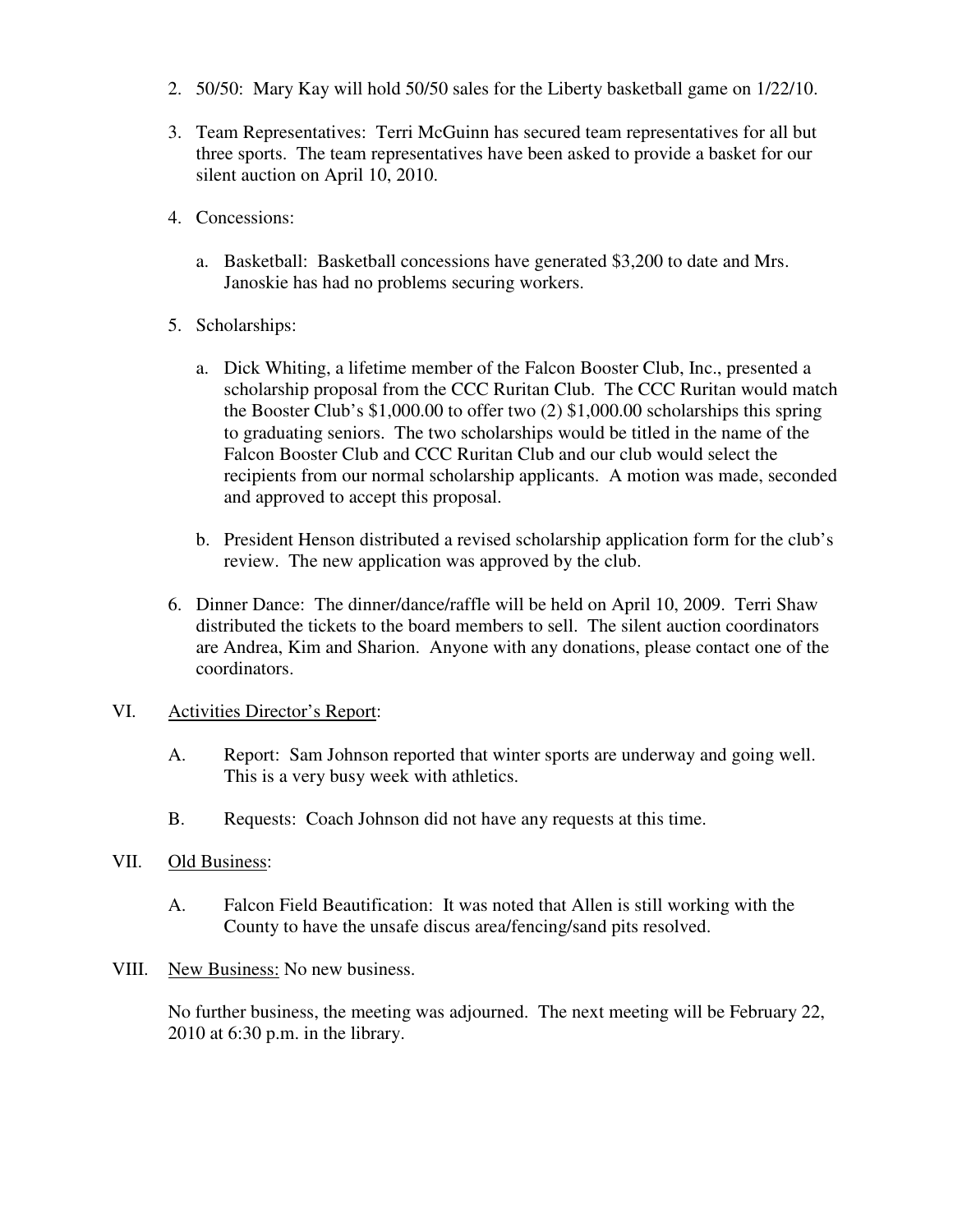2. 50/50: Mary Kay will hold 50/50 sales for the Liberty basketball game on 1/22/10.

3. Team Representatives: Terri McGuinn has secured team representatives for all but three sports. The team representatives have been asked to provide a basket for our silent auction on April 10, 2010.

4. Concessions:

   a. Basketball: Basketball concessions have generated $3,200 to date and Mrs. Janoskie has had no problems securing workers.

5. Scholarships:

   a. Dick Whiting, a lifetime member of the Falcon Booster Club, Inc., presented a scholarship proposal from the CCC Ruritan Club. The CCC Ruritan would match the Booster Club's $1,000.00 to offer two (2) $1,000.00 scholarships this spring to graduating seniors. The two scholarships would be titled in the name of the Falcon Booster Club and CCC Ruritan Club and our club would select the recipients from our normal scholarship applicants. A motion was made, seconded and approved to accept this proposal.

   b. President Henson distributed a revised scholarship application form for the club's review. The new application was approved by the club.

6. Dinner Dance: The dinner/dance/raffle will be held on April 10, 2009. Terri Shaw distributed the tickets to the board members to sell. The silent auction coordinators are Andrea, Kim and Sharion. Anyone with any donations, please contact one of the coordinators.

VI. Activities Director's Report:

   A. Report: Sam Johnson reported that winter sports are underway and going well. This is a very busy week with athletics.

   B. Requests: Coach Johnson did not have any requests at this time.

VII. Old Business:

   A. Falcon Field Beautification: It was noted that Allen is still working with the County to have the unsafe discus area/fencing/sand pits resolved.

VIII. New Business: No new business.

No further business, the meeting was adjourned. The next meeting will be February 22, 2010 at 6:30 p.m. in the library.